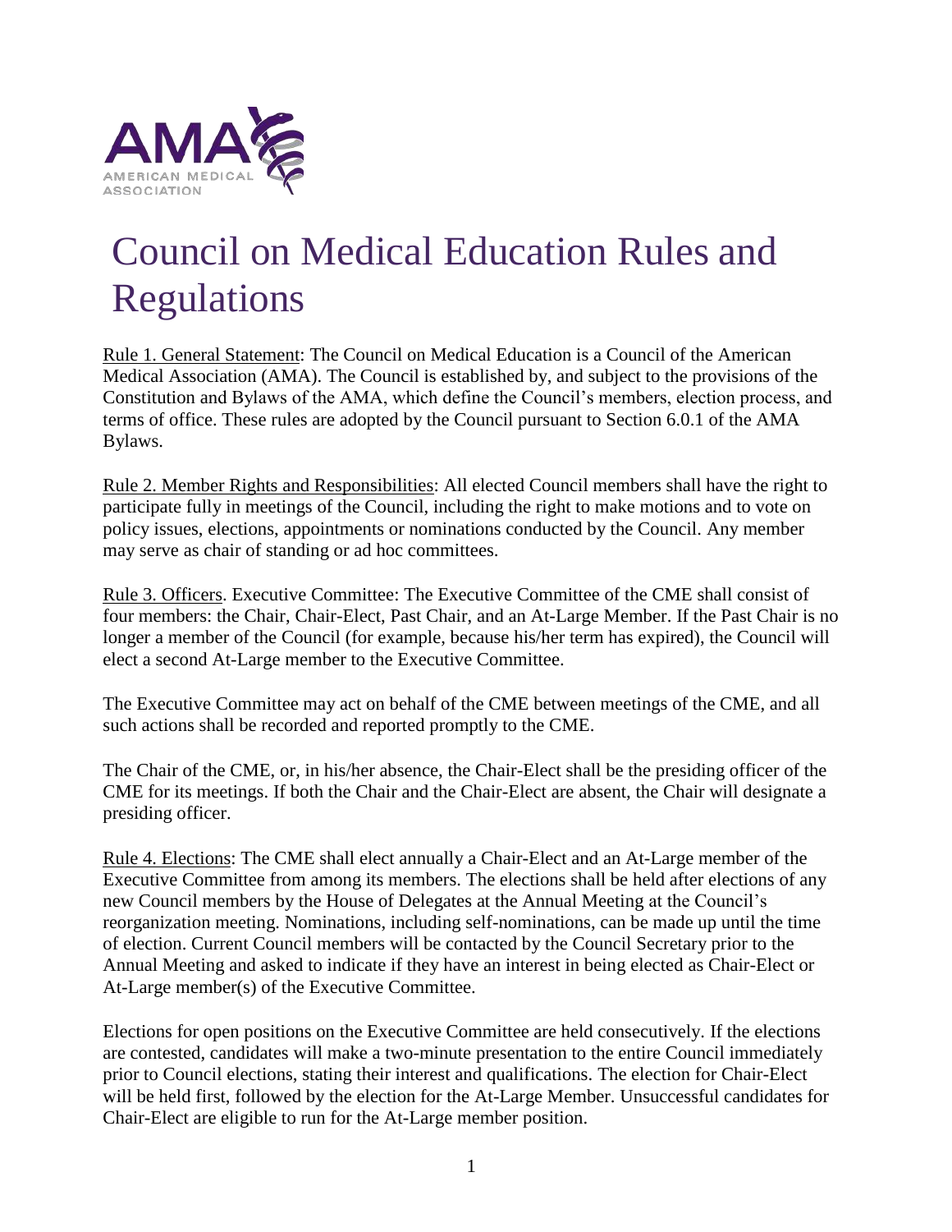# Council on Medical Education Rules and Regulations

Rule 1. General Statement: The Council on Medical Education is a Council of the American Medical Association (AMA). The Council is established by, and subject to the provisions of the Constitution and Bylaws of the AMA, which define the Council's members, election process, and terms of office. These rules are adopted by the Council pursuant to Section 6.0.1 of the AMA Bylaws.

Rule 2. Member Rights and Responsibilities: All elected Council members shall have the right to participate fully in meetings of the Council, including the right to make motions and to vote on policy issues, elections, appointments or nominations conducted by the Council. Any member may serve as chair of standing or ad hoc committees.

Rule 3. Officers. Executive Committee: The Executive Committee of the CME shall consist of four members: the Chair, Chair-Elect, Past Chair, and an At-Large Member. If the Past Chair is no longer a member of the Council (for example, because his/her term has expired), the Council will elect a second At-Large member to the Executive Committee.

The Executive Committee may act on behalf of the CME between meetings of the CME, and all such actions shall be recorded and reported promptly to the CME.

The Chair of the CME, or, in his/her absence, the Chair-Elect shall be the presiding officer of the CME for its meetings. If both the Chair and the Chair-Elect are absent, the Chair will designate a presiding officer.

Rule 4. Elections: The CME shall elect annually a Chair-Elect and an At-Large member of the Executive Committee from among its members. The elections shall be held after elections of any new Council members by the House of Delegates at the Annual Meeting at the Council's reorganization meeting. Nominations, including self-nominations, can be made up until the time of election. Current Council members will be contacted by the Council Secretary prior to the Annual Meeting and asked to indicate if they have an interest in being elected as Chair-Elect or At-Large member(s) of the Executive Committee.

Elections for open positions on the Executive Committee are held consecutively. If the elections are contested, candidates will make a two-minute presentation to the entire Council immediately prior to Council elections, stating their interest and qualifications. The election for Chair-Elect will be held first, followed by the election for the At-Large Member. Unsuccessful candidates for Chair-Elect are eligible to run for the At-Large member position.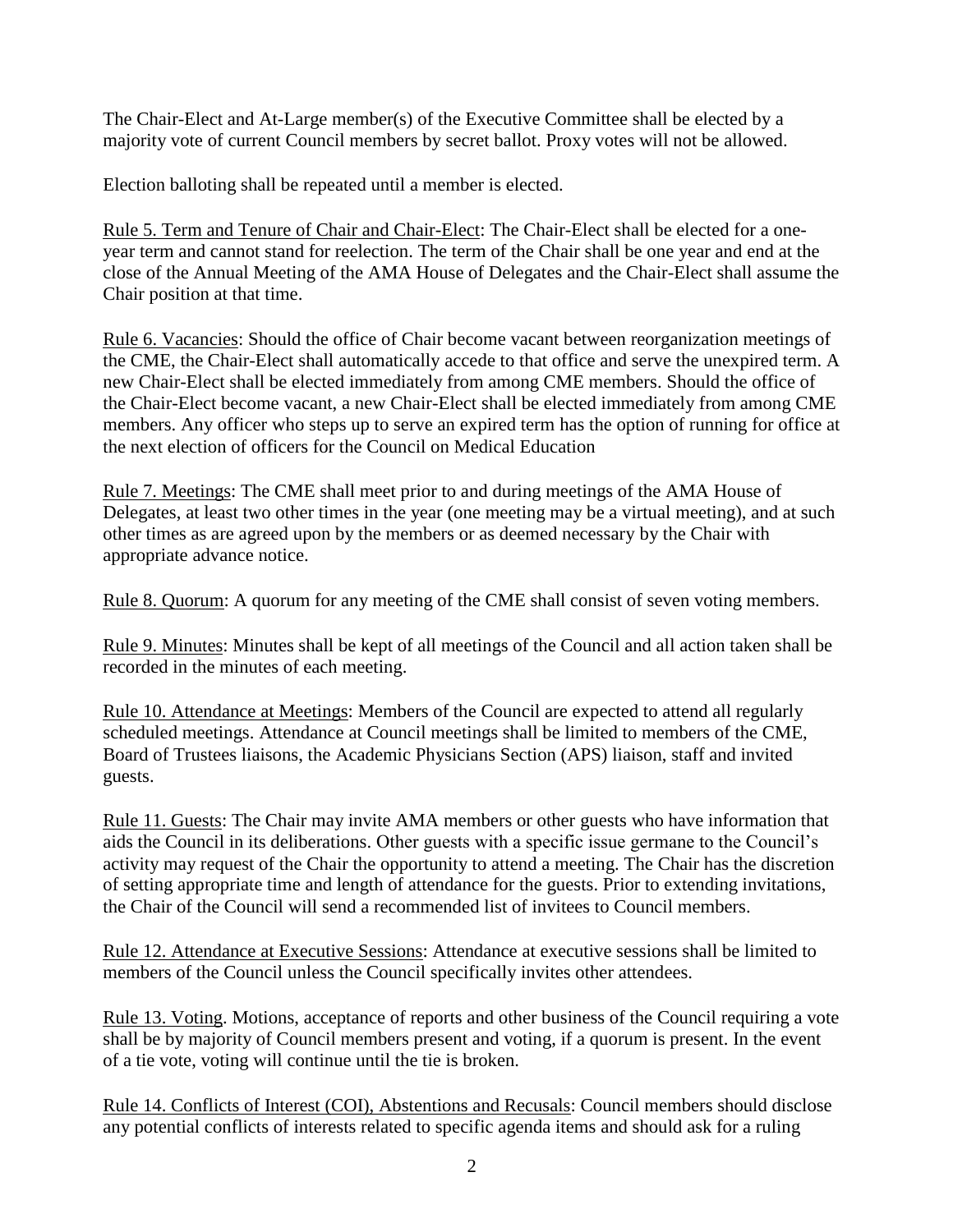The Chair-Elect and At-Large member(s) of the Executive Committee shall be elected by a majority vote of current Council members by secret ballot. Proxy votes will not be allowed.

Election balloting shall be repeated until a member is elected.

Rule 5. Term and Tenure of Chair and Chair-Elect: The Chair-Elect shall be elected for a one-year term and cannot stand for reelection. The term of the Chair shall be one year and end at the close of the Annual Meeting of the AMA House of Delegates and the Chair-Elect shall assume the Chair position at that time.

Rule 6. Vacancies: Should the office of Chair become vacant between reorganization meetings of the CME, the Chair-Elect shall automatically accede to that office and serve the unexpired term. A new Chair-Elect shall be elected immediately from among CME members. Should the office of the Chair-Elect become vacant, a new Chair-Elect shall be elected immediately from among CME members. Any officer who steps up to serve an expired term has the option of running for office at the next election of officers for the Council on Medical Education

Rule 7. Meetings: The CME shall meet prior to and during meetings of the AMA House of Delegates, at least two other times in the year (one meeting may be a virtual meeting), and at such other times as are agreed upon by the members or as deemed necessary by the Chair with appropriate advance notice.

Rule 8. Quorum: A quorum for any meeting of the CME shall consist of seven voting members.

Rule 9. Minutes: Minutes shall be kept of all meetings of the Council and all action taken shall be recorded in the minutes of each meeting.

Rule 10. Attendance at Meetings: Members of the Council are expected to attend all regularly scheduled meetings. Attendance at Council meetings shall be limited to members of the CME, Board of Trustees liaisons, the Academic Physicians Section (APS) liaison, staff and invited guests.

Rule 11. Guests: The Chair may invite AMA members or other guests who have information that aids the Council in its deliberations. Other guests with a specific issue germane to the Council's activity may request of the Chair the opportunity to attend a meeting. The Chair has the discretion of setting appropriate time and length of attendance for the guests. Prior to extending invitations, the Chair of the Council will send a recommended list of invitees to Council members.

Rule 12. Attendance at Executive Sessions: Attendance at executive sessions shall be limited to members of the Council unless the Council specifically invites other attendees.

Rule 13. Voting. Motions, acceptance of reports and other business of the Council requiring a vote shall be by majority of Council members present and voting, if a quorum is present. In the event of a tie vote, voting will continue until the tie is broken.

Rule 14. Conflicts of Interest (COI), Abstentions and Recusals: Council members should disclose any potential conflicts of interests related to specific agenda items and should ask for a ruling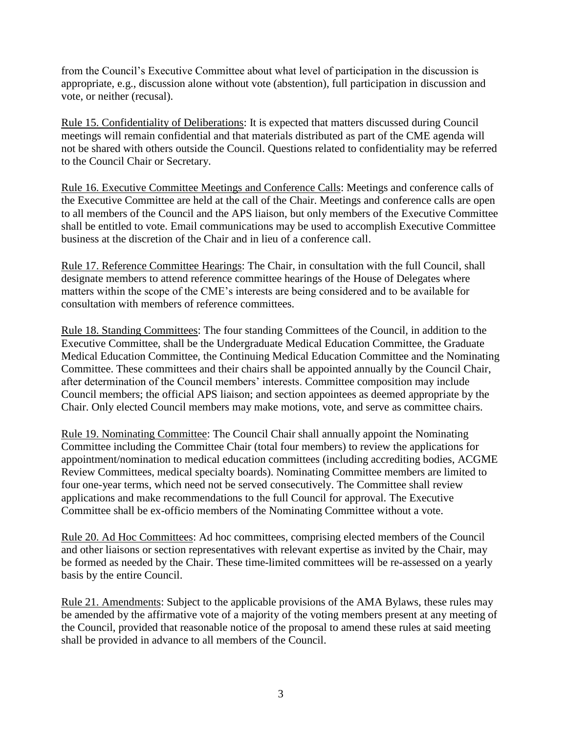from the Council's Executive Committee about what level of participation in the discussion is appropriate, e.g., discussion alone without vote (abstention), full participation in discussion and vote, or neither (recusal).

Rule 15. Confidentiality of Deliberations: It is expected that matters discussed during Council meetings will remain confidential and that materials distributed as part of the CME agenda will not be shared with others outside the Council. Questions related to confidentiality may be referred to the Council Chair or Secretary.

Rule 16. Executive Committee Meetings and Conference Calls: Meetings and conference calls of the Executive Committee are held at the call of the Chair. Meetings and conference calls are open to all members of the Council and the APS liaison, but only members of the Executive Committee shall be entitled to vote. Email communications may be used to accomplish Executive Committee business at the discretion of the Chair and in lieu of a conference call.

Rule 17. Reference Committee Hearings: The Chair, in consultation with the full Council, shall designate members to attend reference committee hearings of the House of Delegates where matters within the scope of the CME's interests are being considered and to be available for consultation with members of reference committees.

Rule 18. Standing Committees: The four standing Committees of the Council, in addition to the Executive Committee, shall be the Undergraduate Medical Education Committee, the Graduate Medical Education Committee, the Continuing Medical Education Committee and the Nominating Committee. These committees and their chairs shall be appointed annually by the Council Chair, after determination of the Council members' interests. Committee composition may include Council members; the official APS liaison; and section appointees as deemed appropriate by the Chair. Only elected Council members may make motions, vote, and serve as committee chairs.

Rule 19. Nominating Committee: The Council Chair shall annually appoint the Nominating Committee including the Committee Chair (total four members) to review the applications for appointment/nomination to medical education committees (including accrediting bodies, ACGME Review Committees, medical specialty boards). Nominating Committee members are limited to four one-year terms, which need not be served consecutively. The Committee shall review applications and make recommendations to the full Council for approval. The Executive Committee shall be ex-officio members of the Nominating Committee without a vote.

Rule 20. Ad Hoc Committees: Ad hoc committees, comprising elected members of the Council and other liaisons or section representatives with relevant expertise as invited by the Chair, may be formed as needed by the Chair. These time-limited committees will be re-assessed on a yearly basis by the entire Council.

Rule 21. Amendments: Subject to the applicable provisions of the AMA Bylaws, these rules may be amended by the affirmative vote of a majority of the voting members present at any meeting of the Council, provided that reasonable notice of the proposal to amend these rules at said meeting shall be provided in advance to all members of the Council.